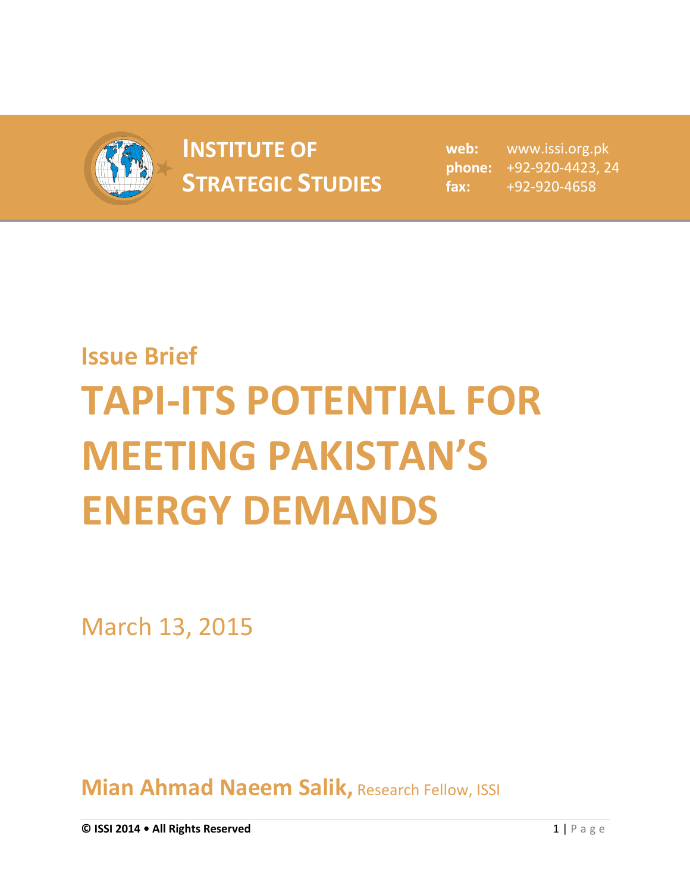**INSTITUTE OF STRATEGIC STUDIES**

**web:** www.issi.org.pk
**phone:** +92-920-4423, 24
**fax:** +92-920-4658

## Issue Brief

# TAPI-ITS POTENTIAL FOR MEETING PAKISTAN'S ENERGY DEMANDS

March 13, 2015

**Mian Ahmad Naeem Salik,** Research Fellow, ISSI

**© ISSI 2014 • All Rights Reserved**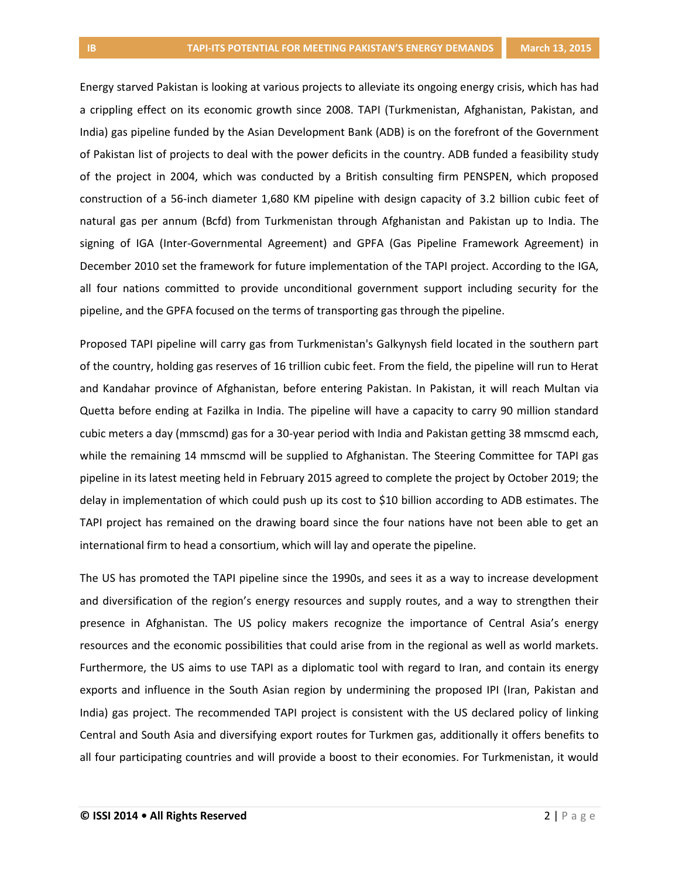Energy starved Pakistan is looking at various projects to alleviate its ongoing energy crisis, which has had a crippling effect on its economic growth since 2008. TAPI (Turkmenistan, Afghanistan, Pakistan, and India) gas pipeline funded by the Asian Development Bank (ADB) is on the forefront of the Government of Pakistan list of projects to deal with the power deficits in the country. ADB funded a feasibility study of the project in 2004, which was conducted by a British consulting firm PENSPEN, which proposed construction of a 56-inch diameter 1,680 KM pipeline with design capacity of 3.2 billion cubic feet of natural gas per annum (Bcfd) from Turkmenistan through Afghanistan and Pakistan up to India. The signing of IGA (Inter-Governmental Agreement) and GPFA (Gas Pipeline Framework Agreement) in December 2010 set the framework for future implementation of the TAPI project. According to the IGA, all four nations committed to provide unconditional government support including security for the pipeline, and the GPFA focused on the terms of transporting gas through the pipeline.

Proposed TAPI pipeline will carry gas from Turkmenistan's Galkynysh field located in the southern part of the country, holding gas reserves of 16 trillion cubic feet. From the field, the pipeline will run to Herat and Kandahar province of Afghanistan, before entering Pakistan. In Pakistan, it will reach Multan via Quetta before ending at Fazilka in India. The pipeline will have a capacity to carry 90 million standard cubic meters a day (mmscmd) gas for a 30-year period with India and Pakistan getting 38 mmscmd each, while the remaining 14 mmscmd will be supplied to Afghanistan. The Steering Committee for TAPI gas pipeline in its latest meeting held in February 2015 agreed to complete the project by October 2019; the delay in implementation of which could push up its cost to $10 billion according to ADB estimates. The TAPI project has remained on the drawing board since the four nations have not been able to get an international firm to head a consortium, which will lay and operate the pipeline.

The US has promoted the TAPI pipeline since the 1990s, and sees it as a way to increase development and diversification of the region's energy resources and supply routes, and a way to strengthen their presence in Afghanistan. The US policy makers recognize the importance of Central Asia's energy resources and the economic possibilities that could arise from in the regional as well as world markets. Furthermore, the US aims to use TAPI as a diplomatic tool with regard to Iran, and contain its energy exports and influence in the South Asian region by undermining the proposed IPI (Iran, Pakistan and India) gas project. The recommended TAPI project is consistent with the US declared policy of linking Central and South Asia and diversifying export routes for Turkmen gas, additionally it offers benefits to all four participating countries and will provide a boost to their economies. For Turkmenistan, it would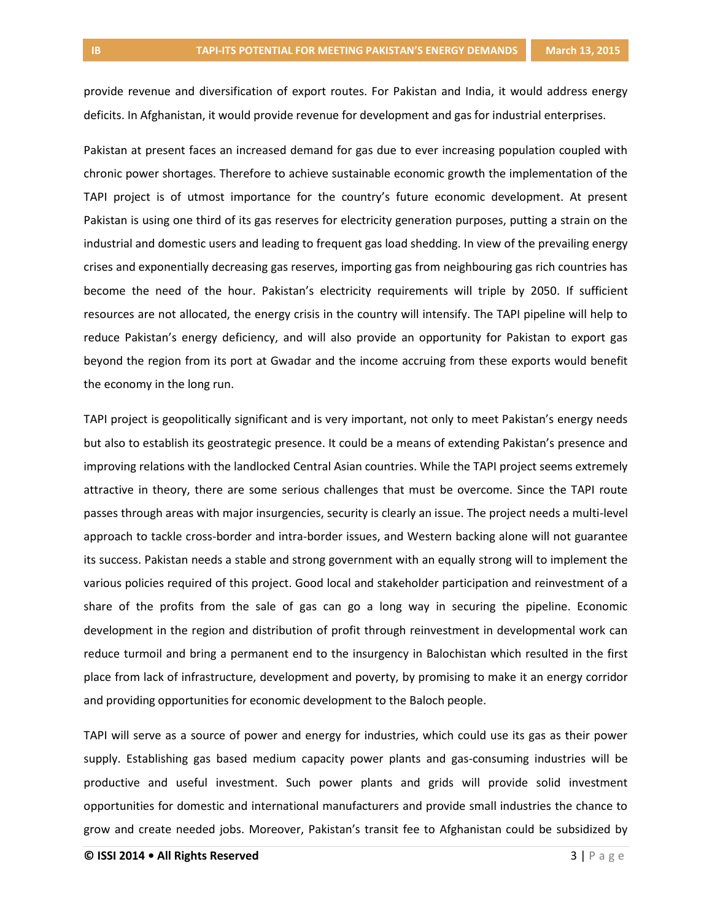provide revenue and diversification of export routes. For Pakistan and India, it would address energy deficits. In Afghanistan, it would provide revenue for development and gas for industrial enterprises.

Pakistan at present faces an increased demand for gas due to ever increasing population coupled with chronic power shortages. Therefore to achieve sustainable economic growth the implementation of the TAPI project is of utmost importance for the country's future economic development. At present Pakistan is using one third of its gas reserves for electricity generation purposes, putting a strain on the industrial and domestic users and leading to frequent gas load shedding. In view of the prevailing energy crises and exponentially decreasing gas reserves, importing gas from neighbouring gas rich countries has become the need of the hour. Pakistan's electricity requirements will triple by 2050. If sufficient resources are not allocated, the energy crisis in the country will intensify. The TAPI pipeline will help to reduce Pakistan's energy deficiency, and will also provide an opportunity for Pakistan to export gas beyond the region from its port at Gwadar and the income accruing from these exports would benefit the economy in the long run.

TAPI project is geopolitically significant and is very important, not only to meet Pakistan's energy needs but also to establish its geostrategic presence. It could be a means of extending Pakistan's presence and improving relations with the landlocked Central Asian countries. While the TAPI project seems extremely attractive in theory, there are some serious challenges that must be overcome. Since the TAPI route passes through areas with major insurgencies, security is clearly an issue. The project needs a multi-level approach to tackle cross-border and intra-border issues, and Western backing alone will not guarantee its success. Pakistan needs a stable and strong government with an equally strong will to implement the various policies required of this project. Good local and stakeholder participation and reinvestment of a share of the profits from the sale of gas can go a long way in securing the pipeline. Economic development in the region and distribution of profit through reinvestment in developmental work can reduce turmoil and bring a permanent end to the insurgency in Balochistan which resulted in the first place from lack of infrastructure, development and poverty, by promising to make it an energy corridor and providing opportunities for economic development to the Baloch people.

TAPI will serve as a source of power and energy for industries, which could use its gas as their power supply. Establishing gas based medium capacity power plants and gas-consuming industries will be productive and useful investment. Such power plants and grids will provide solid investment opportunities for domestic and international manufacturers and provide small industries the chance to grow and create needed jobs. Moreover, Pakistan's transit fee to Afghanistan could be subsidized by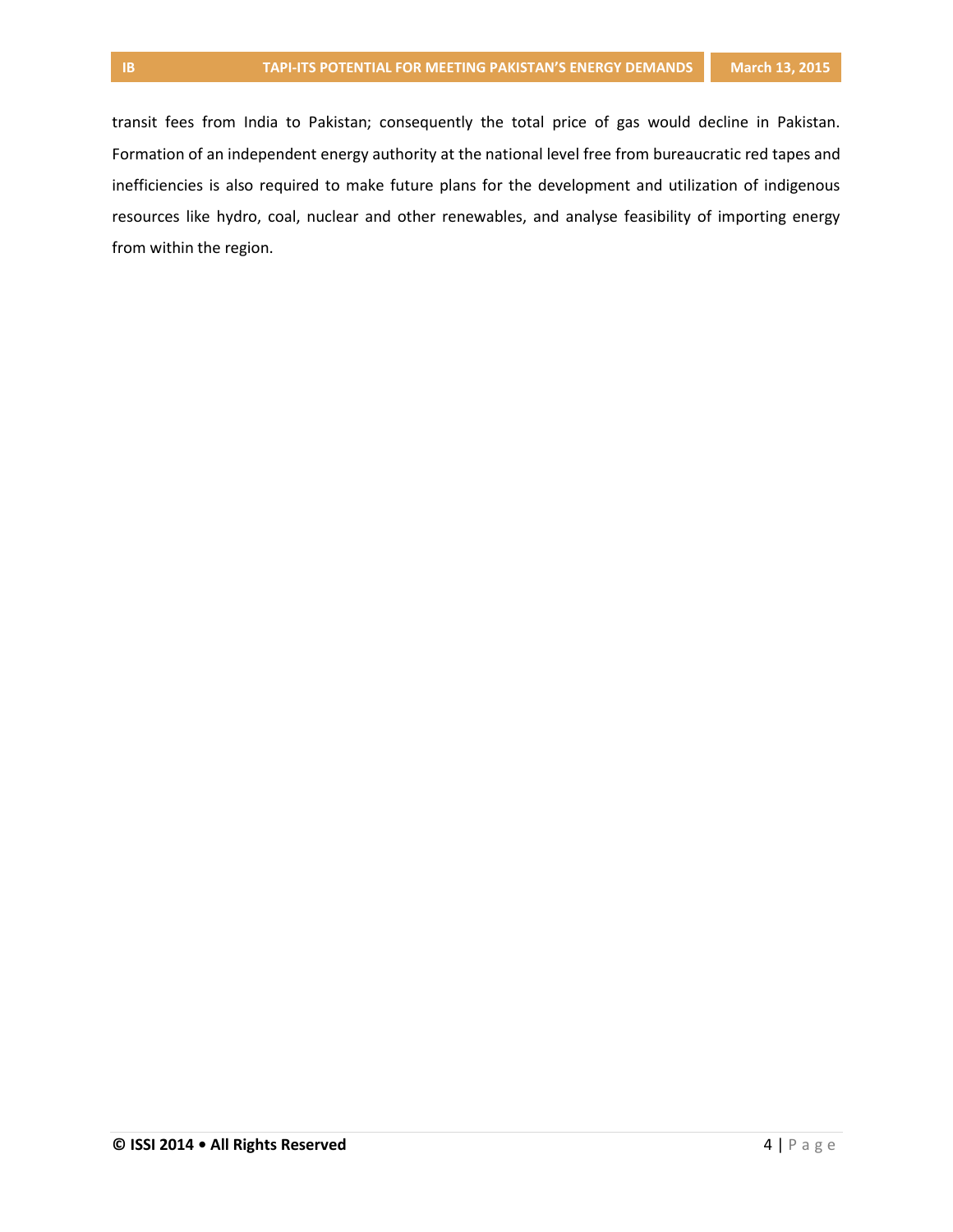transit fees from India to Pakistan; consequently the total price of gas would decline in Pakistan. Formation of an independent energy authority at the national level free from bureaucratic red tapes and inefficiencies is also required to make future plans for the development and utilization of indigenous resources like hydro, coal, nuclear and other renewables, and analyse feasibility of importing energy from within the region.